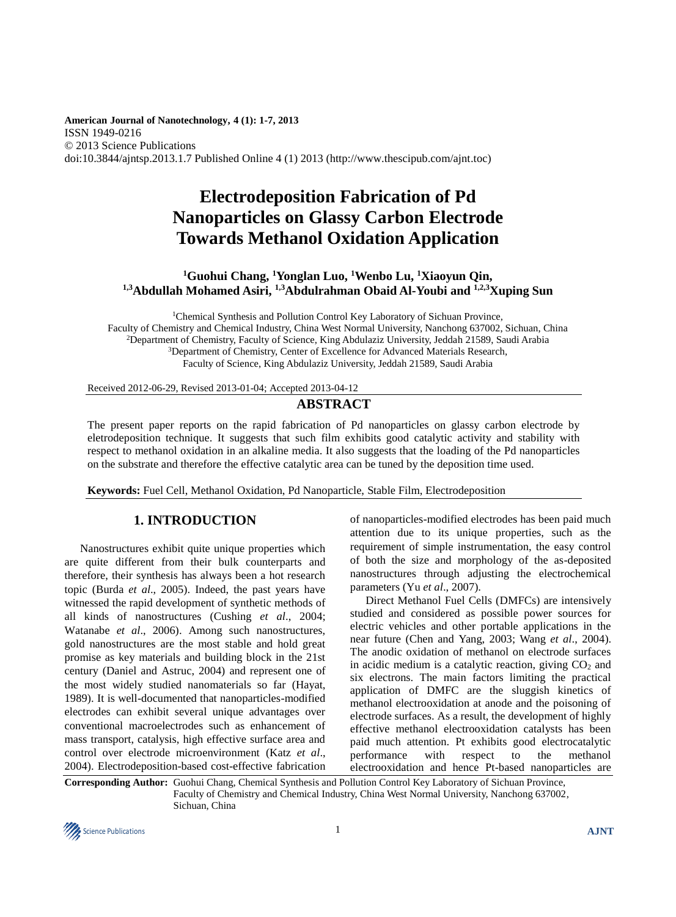American Journal of Nanotechnology, 4 (1): 1-7, 2013
ISSN 1949-0216
© 2013 Science Publications
doi:10.3844/ajntsp.2013.1.7 Published Online 4 (1) 2013 (http://www.thescipub.com/ajnt.toc)

# Electrodeposition Fabrication of Pd Nanoparticles on Glassy Carbon Electrode Towards Methanol Oxidation Application

[1]Guohui Chang, [1]Yonglan Luo, [1]Wenbo Lu, [1]Xiaoyun Qin, [1,3]Abdullah Mohamed Asiri, [1,3]Abdulrahman Obaid Al-Youbi and [1,2,3]Xuping Sun

[1]Chemical Synthesis and Pollution Control Key Laboratory of Sichuan Province, Faculty of Chemistry and Chemical Industry, China West Normal University, Nanchong 637002, Sichuan, China
[2]Department of Chemistry, Faculty of Science, King Abdulaziz University, Jeddah 21589, Saudi Arabia
[3]Department of Chemistry, Center of Excellence for Advanced Materials Research, Faculty of Science, King Abdulaziz University, Jeddah 21589, Saudi Arabia

Received 2012-06-29, Revised 2013-01-04; Accepted 2013-04-12

## ABSTRACT

The present paper reports on the rapid fabrication of Pd nanoparticles on glassy carbon electrode by eletrodeposition technique. It suggests that such film exhibits good catalytic activity and stability with respect to methanol oxidation in an alkaline media. It also suggests that the loading of the Pd nanoparticles on the substrate and therefore the effective catalytic area can be tuned by the deposition time used.

**Keywords:** Fuel Cell, Methanol Oxidation, Pd Nanoparticle, Stable Film, Electrodeposition

## 1. INTRODUCTION

Nanostructures exhibit quite unique properties which are quite different from their bulk counterparts and therefore, their synthesis has always been a hot research topic (Burda *et al*., 2005). Indeed, the past years have witnessed the rapid development of synthetic methods of all kinds of nanostructures (Cushing *et al*., 2004; Watanabe *et al*., 2006). Among such nanostructures, gold nanostructures are the most stable and hold great promise as key materials and building block in the 21st century (Daniel and Astruc, 2004) and represent one of the most widely studied nanomaterials so far (Hayat, 1989). It is well-documented that nanoparticles-modified electrodes can exhibit several unique advantages over conventional macroelectrodes such as enhancement of mass transport, catalysis, high effective surface area and control over electrode microenvironment (Katz *et al*., 2004). Electrodeposition-based cost-effective fabrication of nanoparticles-modified electrodes has been paid much attention due to its unique properties, such as the requirement of simple instrumentation, the easy control of both the size and morphology of the as-deposited nanostructures through adjusting the electrochemical parameters (Yu *et al*., 2007).

Direct Methanol Fuel Cells (DMFCs) are intensively studied and considered as possible power sources for electric vehicles and other portable applications in the near future (Chen and Yang, 2003; Wang *et al*., 2004). The anodic oxidation of methanol on electrode surfaces in acidic medium is a catalytic reaction, giving $CO_2$ and six electrons. The main factors limiting the practical application of DMFC are the sluggish kinetics of methanol electrooxidation at anode and the poisoning of electrode surfaces. As a result, the development of highly effective methanol electrooxidation catalysts has been paid much attention. Pt exhibits good electrocatalytic performance with respect to the methanol electrooxidation and hence Pt-based nanoparticles are

**Corresponding Author:** Guohui Chang, Chemical Synthesis and Pollution Control Key Laboratory of Sichuan Province, Faculty of Chemistry and Chemical Industry, China West Normal University, Nanchong 637002, Sichuan, China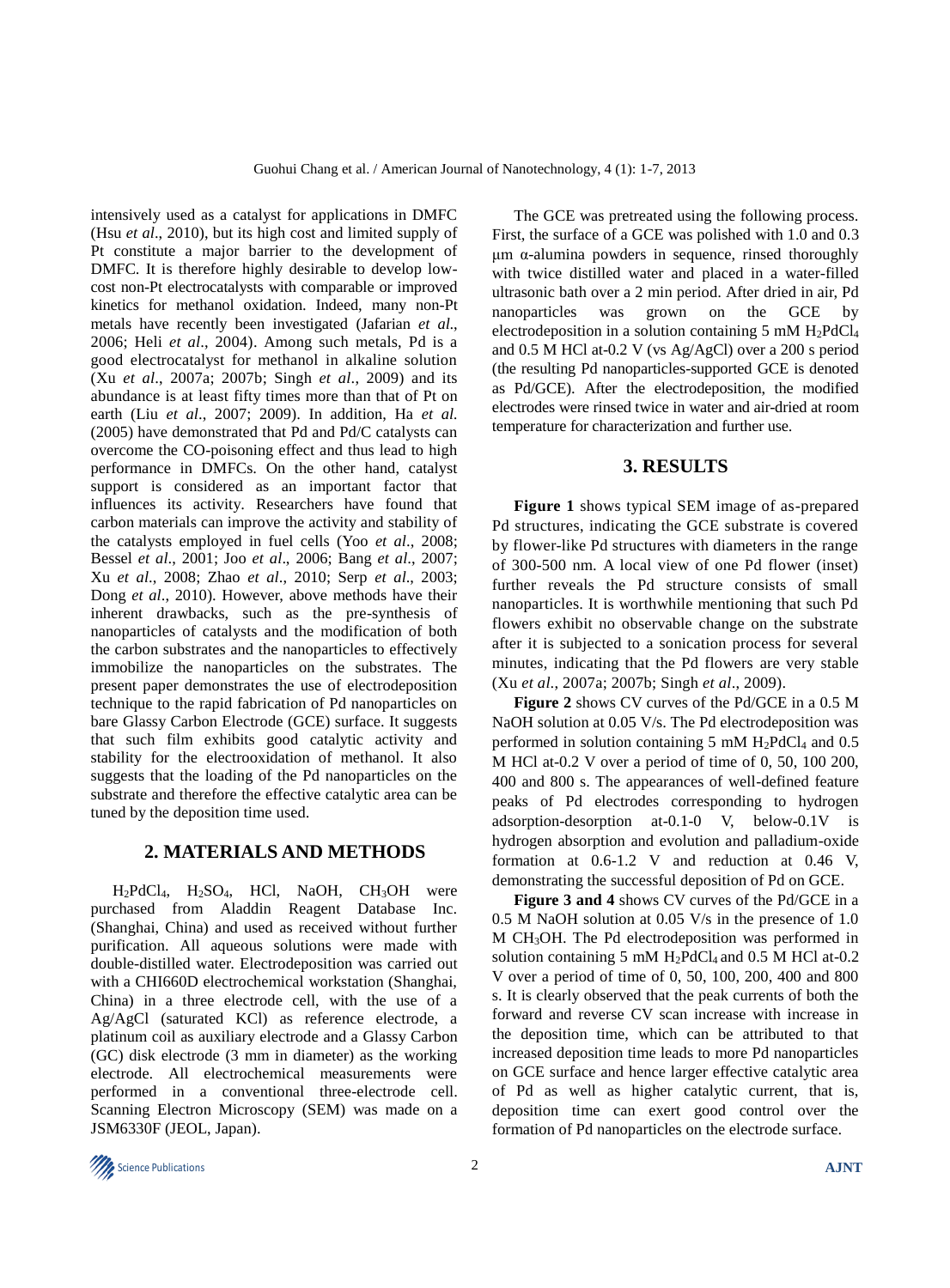intensively used as a catalyst for applications in DMFC (Hsu *et al*., 2010), but its high cost and limited supply of Pt constitute a major barrier to the development of DMFC. It is therefore highly desirable to develop low-cost non-Pt electrocatalysts with comparable or improved kinetics for methanol oxidation. Indeed, many non-Pt metals have recently been investigated (Jafarian *et al*., 2006; Heli *et al*., 2004). Among such metals, Pd is a good electrocatalyst for methanol in alkaline solution (Xu *et al*., 2007a; 2007b; Singh *et al*., 2009) and its abundance is at least fifty times more than that of Pt on earth (Liu *et al*., 2007; 2009). In addition, Ha *et al.* (2005) have demonstrated that Pd and Pd/C catalysts can overcome the CO-poisoning effect and thus lead to high performance in DMFCs. On the other hand, catalyst support is considered as an important factor that influences its activity. Researchers have found that carbon materials can improve the activity and stability of the catalysts employed in fuel cells (Yoo *et al*., 2008; Bessel *et al*., 2001; Joo *et al*., 2006; Bang *et al*., 2007; Xu *et al*., 2008; Zhao *et al*., 2010; Serp *et al*., 2003; Dong *et al*., 2010). However, above methods have their inherent drawbacks, such as the pre-synthesis of nanoparticles of catalysts and the modification of both the carbon substrates and the nanoparticles to effectively immobilize the nanoparticles on the substrates. The present paper demonstrates the use of electrodeposition technique to the rapid fabrication of Pd nanoparticles on bare Glassy Carbon Electrode (GCE) surface. It suggests that such film exhibits good catalytic activity and stability for the electrooxidation of methanol. It also suggests that the loading of the Pd nanoparticles on the substrate and therefore the effective catalytic area can be tuned by the deposition time used.

## 2. MATERIALS AND METHODS

$H_2PdCl_4$, $H_2SO_4$, HCl, NaOH, $CH_3OH$ were purchased from Aladdin Reagent Database Inc. (Shanghai, China) and used as received without further purification. All aqueous solutions were made with double-distilled water. Electrodeposition was carried out with a CHI660D electrochemical workstation (Shanghai, China) in a three electrode cell, with the use of a Ag/AgCl (saturated KCl) as reference electrode, a platinum coil as auxiliary electrode and a Glassy Carbon (GC) disk electrode (3 mm in diameter) as the working electrode. All electrochemical measurements were performed in a conventional three-electrode cell. Scanning Electron Microscopy (SEM) was made on a JSM6330F (JEOL, Japan).

The GCE was pretreated using the following process. First, the surface of a GCE was polished with 1.0 and 0.3 μm α-alumina powders in sequence, rinsed thoroughly with twice distilled water and placed in a water-filled ultrasonic bath over a 2 min period. After dried in air, Pd nanoparticles was grown on the GCE by electrodeposition in a solution containing 5 mM $H_2PdCl_4$ and 0.5 M HCl at-0.2 V (vs Ag/AgCl) over a 200 s period (the resulting Pd nanoparticles-supported GCE is denoted as Pd/GCE). After the electrodeposition, the modified electrodes were rinsed twice in water and air-dried at room temperature for characterization and further use.

## 3. RESULTS

**Figure 1** shows typical SEM image of as-prepared Pd structures, indicating the GCE substrate is covered by flower-like Pd structures with diameters in the range of 300-500 nm. A local view of one Pd flower (inset) further reveals the Pd structure consists of small nanoparticles. It is worthwhile mentioning that such Pd flowers exhibit no observable change on the substrate after it is subjected to a sonication process for several minutes, indicating that the Pd flowers are very stable (Xu *et al*., 2007a; 2007b; Singh *et al*., 2009).

**Figure 2** shows CV curves of the Pd/GCE in a 0.5 M NaOH solution at 0.05 V/s. The Pd electrodeposition was performed in solution containing 5 mM $H_2PdCl_4$ and 0.5 M HCl at-0.2 V over a period of time of 0, 50, 100 200, 400 and 800 s. The appearances of well-defined feature peaks of Pd electrodes corresponding to hydrogen adsorption-desorption at-0.1-0 V, below-0.1V is hydrogen absorption and evolution and palladium-oxide formation at 0.6-1.2 V and reduction at 0.46 V, demonstrating the successful deposition of Pd on GCE.

**Figure 3 and 4** shows CV curves of the Pd/GCE in a 0.5 M NaOH solution at 0.05 V/s in the presence of 1.0 M $CH_3OH$. The Pd electrodeposition was performed in solution containing 5 mM $H_2PdCl_4$ and 0.5 M HCl at-0.2 V over a period of time of 0, 50, 100, 200, 400 and 800 s. It is clearly observed that the peak currents of both the forward and reverse CV scan increase with increase in the deposition time, which can be attributed to that increased deposition time leads to more Pd nanoparticles on GCE surface and hence larger effective catalytic area of Pd as well as higher catalytic current, that is, deposition time can exert good control over the formation of Pd nanoparticles on the electrode surface.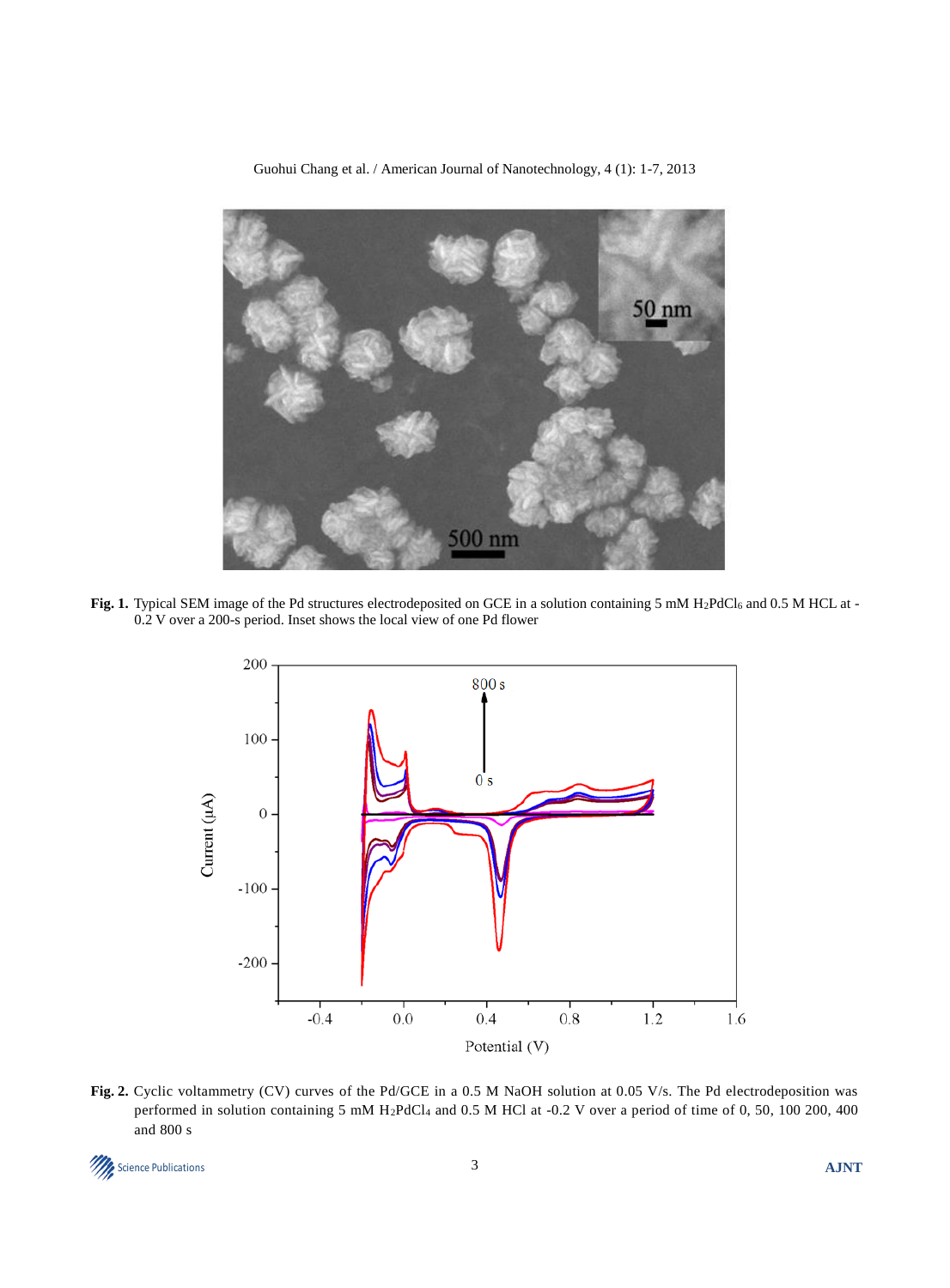**Fig. 1.** Typical SEM image of the Pd structures electrodeposited on GCE in a solution containing 5 mM $H_2PdCl_6$ and 0.5 M HCL at -0.2 V over a 200-s period. Inset shows the local view of one Pd flower

**Fig. 2.** Cyclic voltammetry (CV) curves of the Pd/GCE in a 0.5 M NaOH solution at 0.05 V/s. The Pd electrodeposition was performed in solution containing 5 mM $H_2PdCl_4$ and 0.5 M HCl at -0.2 V over a period of time of 0, 50, 100 200, 400 and 800 s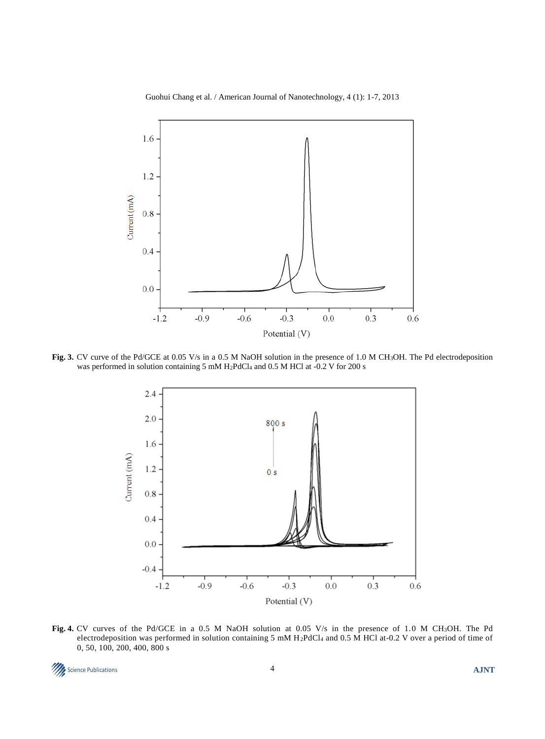**Fig. 3.** CV curve of the Pd/GCE at 0.05 V/s in a 0.5 M NaOH solution in the presence of 1.0 M $CH_3OH$. The Pd electrodeposition was performed in solution containing 5 mM $H_2PdCl_4$ and 0.5 M HCl at -0.2 V for 200 s

**Fig. 4.** CV curves of the Pd/GCE in a 0.5 M NaOH solution at 0.05 V/s in the presence of 1.0 M $CH_3OH$. The Pd electrodeposition was performed in solution containing 5 mM $H_2PdCl_4$ and 0.5 M HCl at-0.2 V over a period of time of 0, 50, 100, 200, 400, 800 s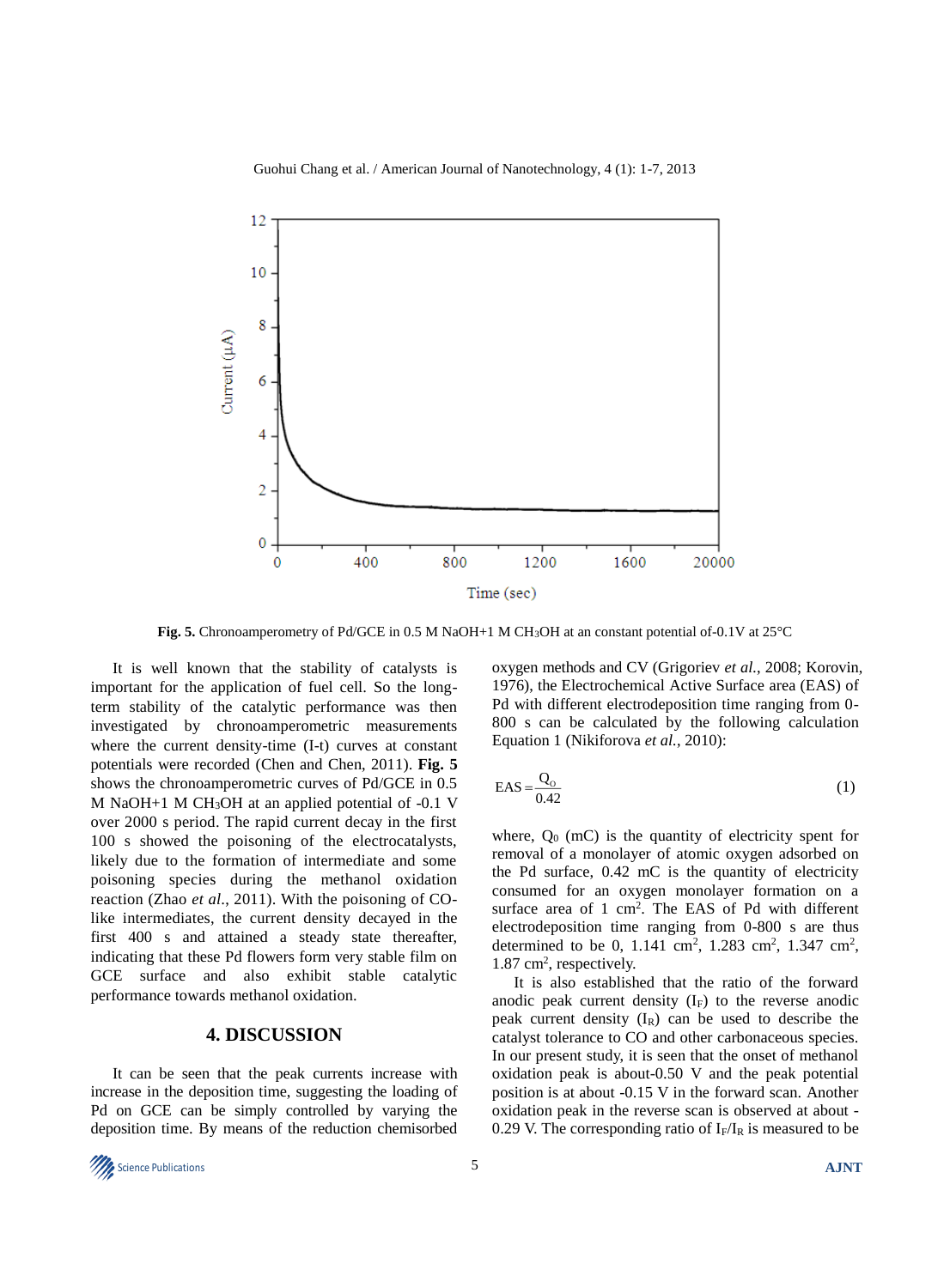**Fig. 5.** Chronoamperometry of Pd/GCE in 0.5 M NaOH+1 M $CH_3OH$ at an constant potential of-0.1V at 25°C

It is well known that the stability of catalysts is important for the application of fuel cell. So the long-term stability of the catalytic performance was then investigated by chronoamperometric measurements where the current density-time (I-t) curves at constant potentials were recorded (Chen and Chen, 2011). **Fig. 5** shows the chronoamperometric curves of Pd/GCE in 0.5 M NaOH+1 M $CH_3OH$ at an applied potential of -0.1 V over 2000 s period. The rapid current decay in the first 100 s showed the poisoning of the electrocatalysts, likely due to the formation of intermediate and some poisoning species during the methanol oxidation reaction (Zhao *et al*., 2011). With the poisoning of CO-like intermediates, the current density decayed in the first 400 s and attained a steady state thereafter, indicating that these Pd flowers form very stable film on GCE surface and also exhibit stable catalytic performance towards methanol oxidation.

## 4. DISCUSSION

It can be seen that the peak currents increase with increase in the deposition time, suggesting the loading of Pd on GCE can be simply controlled by varying the deposition time. By means of the reduction chemisorbed oxygen methods and CV (Grigoriev *et al.*, 2008; Korovin, 1976), the Electrochemical Active Surface area (EAS) of Pd with different electrodeposition time ranging from 0-800 s can be calculated by the following calculation Equation 1 (Nikiforova *et al.*, 2010):

$$\text{EAS} = \frac{Q_O}{0.42} \tag{1}$$

where, $Q_0$ (mC) is the quantity of electricity spent for removal of a monolayer of atomic oxygen adsorbed on the Pd surface, 0.42 mC is the quantity of electricity consumed for an oxygen monolayer formation on a surface area of 1 $cm^2$. The EAS of Pd with different electrodeposition time ranging from 0-800 s are thus determined to be 0, 1.141 $cm^2$, 1.283 $cm^2$, 1.347 $cm^2$, 1.87 $cm^2$, respectively.

It is also established that the ratio of the forward anodic peak current density ($I_F$) to the reverse anodic peak current density ($I_R$) can be used to describe the catalyst tolerance to CO and other carbonaceous species. In our present study, it is seen that the onset of methanol oxidation peak is about-0.50 V and the peak potential position is at about -0.15 V in the forward scan. Another oxidation peak in the reverse scan is observed at about -0.29 V. The corresponding ratio of $I_F/I_R$ is measured to be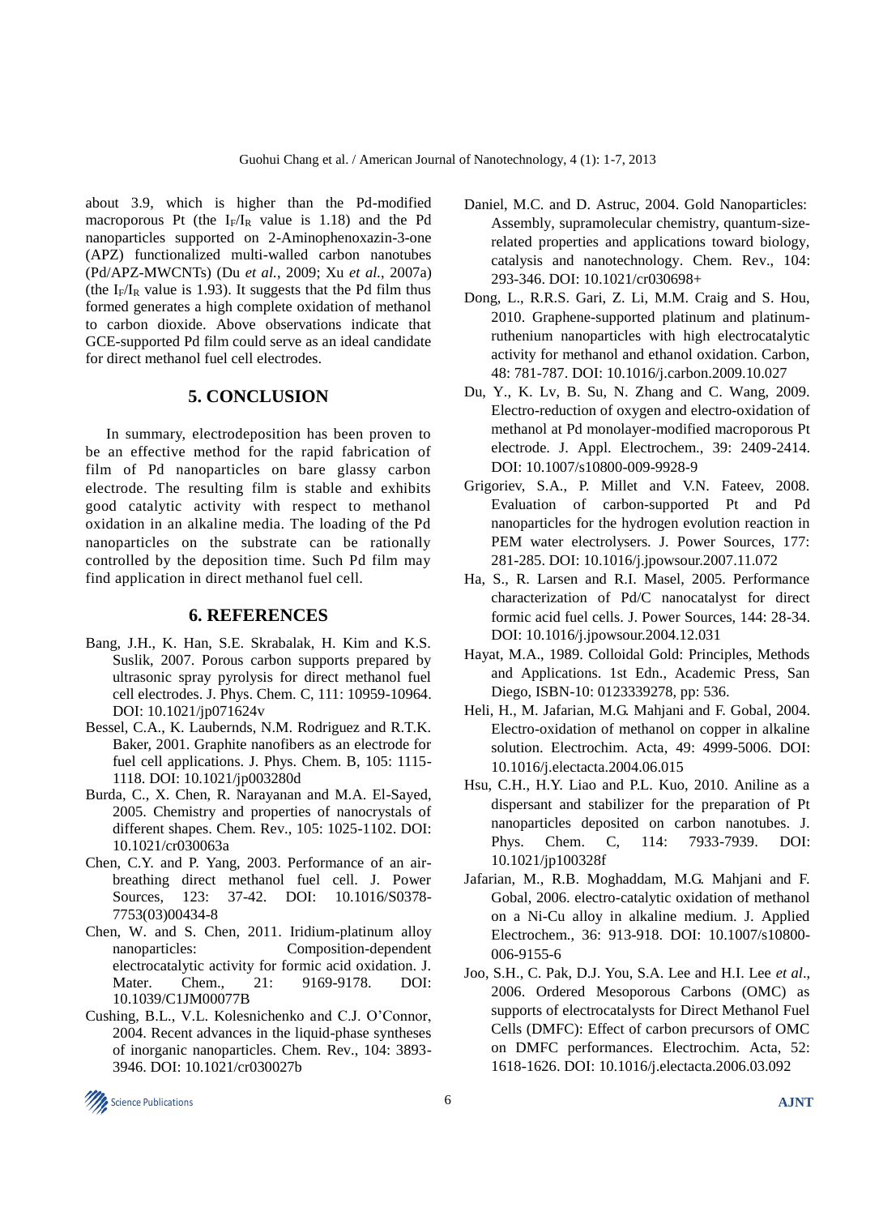about 3.9, which is higher than the Pd-modified macroporous Pt (the $I_F/I_R$ value is 1.18) and the Pd nanoparticles supported on 2-Aminophenoxazin-3-one (APZ) functionalized multi-walled carbon nanotubes (Pd/APZ-MWCNTs) (Du *et al.*, 2009; Xu *et al.*, 2007a) (the $I_F/I_R$ value is 1.93). It suggests that the Pd film thus formed generates a high complete oxidation of methanol to carbon dioxide. Above observations indicate that GCE-supported Pd film could serve as an ideal candidate for direct methanol fuel cell electrodes.

## 5. CONCLUSION

In summary, electrodeposition has been proven to be an effective method for the rapid fabrication of film of Pd nanoparticles on bare glassy carbon electrode. The resulting film is stable and exhibits good catalytic activity with respect to methanol oxidation in an alkaline media. The loading of the Pd nanoparticles on the substrate can be rationally controlled by the deposition time. Such Pd film may find application in direct methanol fuel cell.

## 6. REFERENCES

Bang, J.H., K. Han, S.E. Skrabalak, H. Kim and K.S. Suslik, 2007. Porous carbon supports prepared by ultrasonic spray pyrolysis for direct methanol fuel cell electrodes. J. Phys. Chem. C, 111: 10959-10964. DOI: 10.1021/jp071624v

Bessel, C.A., K. Laubernds, N.M. Rodriguez and R.T.K. Baker, 2001. Graphite nanofibers as an electrode for fuel cell applications. J. Phys. Chem. B, 105: 1115-1118. DOI: 10.1021/jp003280d

Burda, C., X. Chen, R. Narayanan and M.A. El-Sayed, 2005. Chemistry and properties of nanocrystals of different shapes. Chem. Rev., 105: 1025-1102. DOI: 10.1021/cr030063a

Chen, C.Y. and P. Yang, 2003. Performance of an air-breathing direct methanol fuel cell. J. Power Sources, 123: 37-42. DOI: 10.1016/S0378-7753(03)00434-8

Chen, W. and S. Chen, 2011. Iridium-platinum alloy nanoparticles: Composition-dependent electrocatalytic activity for formic acid oxidation. J. Mater. Chem., 21: 9169-9178. DOI: 10.1039/C1JM00077B

Cushing, B.L., V.L. Kolesnichenko and C.J. O'Connor, 2004. Recent advances in the liquid-phase syntheses of inorganic nanoparticles. Chem. Rev., 104: 3893-3946. DOI: 10.1021/cr030027b

Daniel, M.C. and D. Astruc, 2004. Gold Nanoparticles: Assembly, supramolecular chemistry, quantum-size-related properties and applications toward biology, catalysis and nanotechnology. Chem. Rev., 104: 293-346. DOI: 10.1021/cr030698+

Dong, L., R.R.S. Gari, Z. Li, M.M. Craig and S. Hou, 2010. Graphene-supported platinum and platinum-ruthenium nanoparticles with high electrocatalytic activity for methanol and ethanol oxidation. Carbon, 48: 781-787. DOI: 10.1016/j.carbon.2009.10.027

Du, Y., K. Lv, B. Su, N. Zhang and C. Wang, 2009. Electro-reduction of oxygen and electro-oxidation of methanol at Pd monolayer-modified macroporous Pt electrode. J. Appl. Electrochem., 39: 2409-2414. DOI: 10.1007/s10800-009-9928-9

Grigoriev, S.A., P. Millet and V.N. Fateev, 2008. Evaluation of carbon-supported Pt and Pd nanoparticles for the hydrogen evolution reaction in PEM water electrolysers. J. Power Sources, 177: 281-285. DOI: 10.1016/j.jpowsour.2007.11.072

Ha, S., R. Larsen and R.I. Masel, 2005. Performance characterization of Pd/C nanocatalyst for direct formic acid fuel cells. J. Power Sources, 144: 28-34. DOI: 10.1016/j.jpowsour.2004.12.031

Hayat, M.A., 1989. Colloidal Gold: Principles, Methods and Applications. 1st Edn., Academic Press, San Diego, ISBN-10: 0123339278, pp: 536.

Heli, H., M. Jafarian, M.G. Mahjani and F. Gobal, 2004. Electro-oxidation of methanol on copper in alkaline solution. Electrochim. Acta, 49: 4999-5006. DOI: 10.1016/j.electacta.2004.06.015

Hsu, C.H., H.Y. Liao and P.L. Kuo, 2010. Aniline as a dispersant and stabilizer for the preparation of Pt nanoparticles deposited on carbon nanotubes. J. Phys. Chem. C, 114: 7933-7939. DOI: 10.1021/jp100328f

Jafarian, M., R.B. Moghaddam, M.G. Mahjani and F. Gobal, 2006. electro-catalytic oxidation of methanol on a Ni-Cu alloy in alkaline medium. J. Applied Electrochem., 36: 913-918. DOI: 10.1007/s10800-006-9155-6

Joo, S.H., C. Pak, D.J. You, S.A. Lee and H.I. Lee *et al*., 2006. Ordered Mesoporous Carbons (OMC) as supports of electrocatalysts for Direct Methanol Fuel Cells (DMFC): Effect of carbon precursors of OMC on DMFC performances. Electrochim. Acta, 52: 1618-1626. DOI: 10.1016/j.electacta.2006.03.092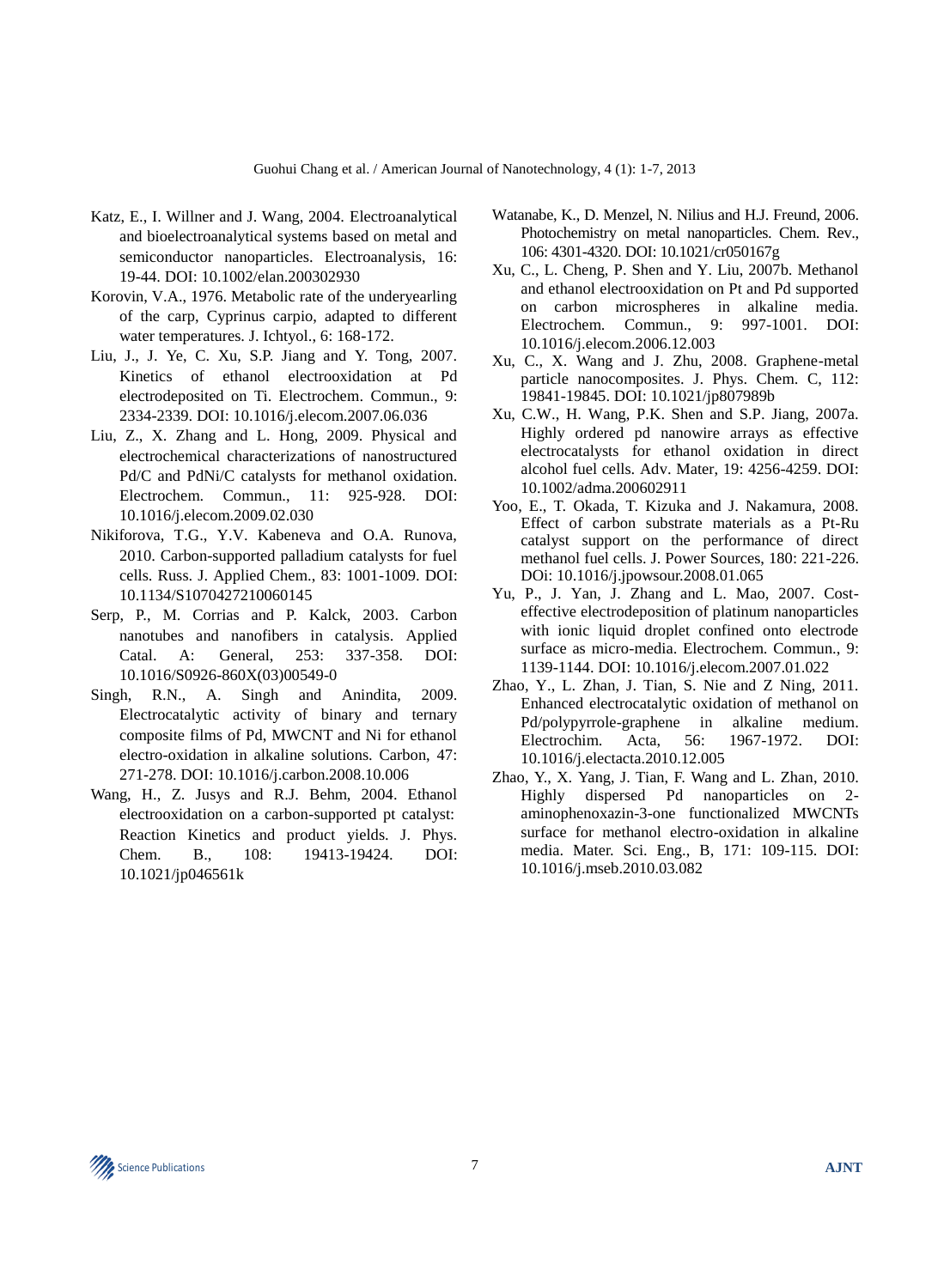Katz, E., I. Willner and J. Wang, 2004. Electroanalytical and bioelectroanalytical systems based on metal and semiconductor nanoparticles. Electroanalysis, 16: 19-44. DOI: 10.1002/elan.200302930

Korovin, V.A., 1976. Metabolic rate of the underyearling of the carp, Cyprinus carpio, adapted to different water temperatures. J. Ichtyol., 6: 168-172.

Liu, J., J. Ye, C. Xu, S.P. Jiang and Y. Tong, 2007. Kinetics of ethanol electrooxidation at Pd electrodeposited on Ti. Electrochem. Commun., 9: 2334-2339. DOI: 10.1016/j.elecom.2007.06.036

Liu, Z., X. Zhang and L. Hong, 2009. Physical and electrochemical characterizations of nanostructured Pd/C and PdNi/C catalysts for methanol oxidation. Electrochem. Commun., 11: 925-928. DOI: 10.1016/j.elecom.2009.02.030

Nikiforova, T.G., Y.V. Kabeneva and O.A. Runova, 2010. Carbon-supported palladium catalysts for fuel cells. Russ. J. Applied Chem., 83: 1001-1009. DOI: 10.1134/S1070427210060145

Serp, P., M. Corrias and P. Kalck, 2003. Carbon nanotubes and nanofibers in catalysis. Applied Catal. A: General, 253: 337-358. DOI: 10.1016/S0926-860X(03)00549-0

Singh, R.N., A. Singh and Anindita, 2009. Electrocatalytic activity of binary and ternary composite films of Pd, MWCNT and Ni for ethanol electro-oxidation in alkaline solutions. Carbon, 47: 271-278. DOI: 10.1016/j.carbon.2008.10.006

Wang, H., Z. Jusys and R.J. Behm, 2004. Ethanol electrooxidation on a carbon-supported pt catalyst: Reaction Kinetics and product yields. J. Phys. Chem. B., 108: 19413-19424. DOI: 10.1021/jp046561k

Watanabe, K., D. Menzel, N. Nilius and H.J. Freund, 2006. Photochemistry on metal nanoparticles. Chem. Rev., 106: 4301-4320. DOI: 10.1021/cr050167g

Xu, C., L. Cheng, P. Shen and Y. Liu, 2007b. Methanol and ethanol electrooxidation on Pt and Pd supported on carbon microspheres in alkaline media. Electrochem. Commun., 9: 997-1001. DOI: 10.1016/j.elecom.2006.12.003

Xu, C., X. Wang and J. Zhu, 2008. Graphene-metal particle nanocomposites. J. Phys. Chem. C, 112: 19841-19845. DOI: 10.1021/jp807989b

Xu, C.W., H. Wang, P.K. Shen and S.P. Jiang, 2007a. Highly ordered pd nanowire arrays as effective electrocatalysts for ethanol oxidation in direct alcohol fuel cells. Adv. Mater, 19: 4256-4259. DOI: 10.1002/adma.200602911

Yoo, E., T. Okada, T. Kizuka and J. Nakamura, 2008. Effect of carbon substrate materials as a Pt-Ru catalyst support on the performance of direct methanol fuel cells. J. Power Sources, 180: 221-226. DOi: 10.1016/j.jpowsour.2008.01.065

Yu, P., J. Yan, J. Zhang and L. Mao, 2007. Cost-effective electrodeposition of platinum nanoparticles with ionic liquid droplet confined onto electrode surface as micro-media. Electrochem. Commun., 9: 1139-1144. DOI: 10.1016/j.elecom.2007.01.022

Zhao, Y., L. Zhan, J. Tian, S. Nie and Z Ning, 2011. Enhanced electrocatalytic oxidation of methanol on Pd/polypyrrole-graphene in alkaline medium. Electrochim. Acta, 56: 1967-1972. DOI: 10.1016/j.electacta.2010.12.005

Zhao, Y., X. Yang, J. Tian, F. Wang and L. Zhan, 2010. Highly dispersed Pd nanoparticles on 2-aminophenoxazin-3-one functionalized MWCNTs surface for methanol electro-oxidation in alkaline media. Mater. Sci. Eng., B, 171: 109-115. DOI: 10.1016/j.mseb.2010.03.082